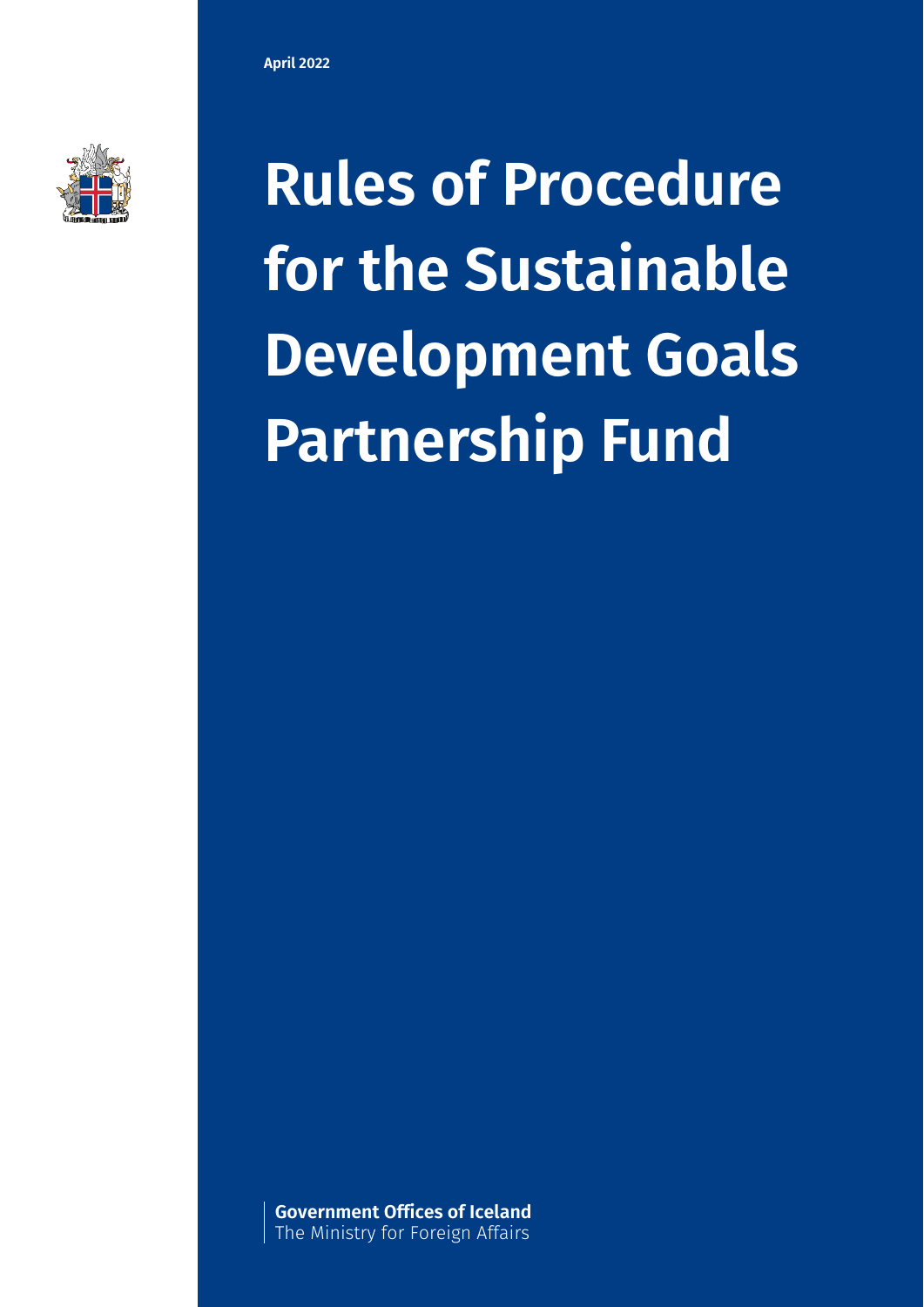April 2022

# Rules of Procedure for the Sustainable Development Goals Partnership Fund

**Government Offices of Iceland**
The Ministry for Foreign Affairs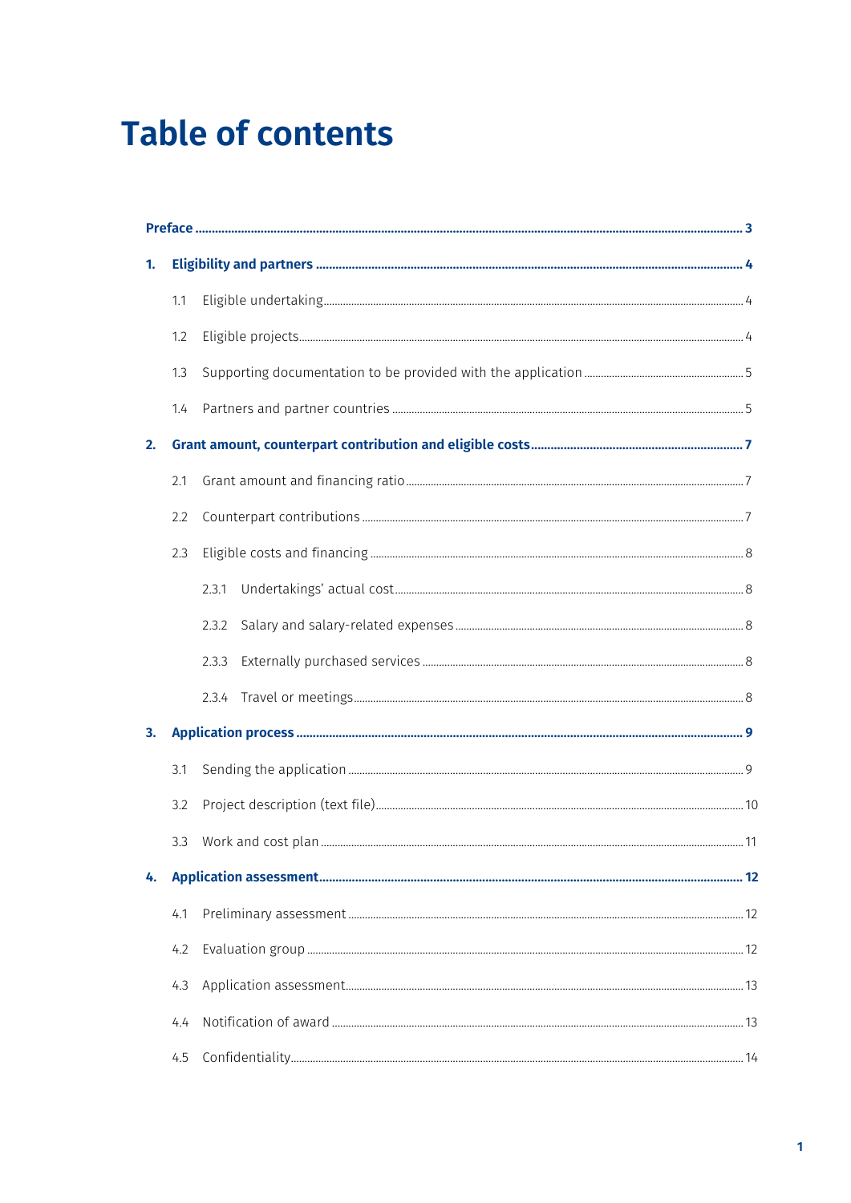# Table of contents

**Preface** ... 3

**1. Eligibility and partners** ... 4

- 1.1 Eligible undertaking ... 4
- 1.2 Eligible projects ... 4
- 1.3 Supporting documentation to be provided with the application ... 5
- 1.4 Partners and partner countries ... 5

**2. Grant amount, counterpart contribution and eligible costs** ... 7

- 2.1 Grant amount and financing ratio ... 7
- 2.2 Counterpart contributions ... 7
- 2.3 Eligible costs and financing ... 8
  - 2.3.1 Undertakings' actual cost ... 8
  - 2.3.2 Salary and salary-related expenses ... 8
  - 2.3.3 Externally purchased services ... 8
  - 2.3.4 Travel or meetings ... 8

**3. Application process** ... 9

- 3.1 Sending the application ... 9
- 3.2 Project description (text file) ... 10
- 3.3 Work and cost plan ... 11

**4. Application assessment** ... 12

- 4.1 Preliminary assessment ... 12
- 4.2 Evaluation group ... 12
- 4.3 Application assessment ... 13
- 4.4 Notification of award ... 13
- 4.5 Confidentiality ... 14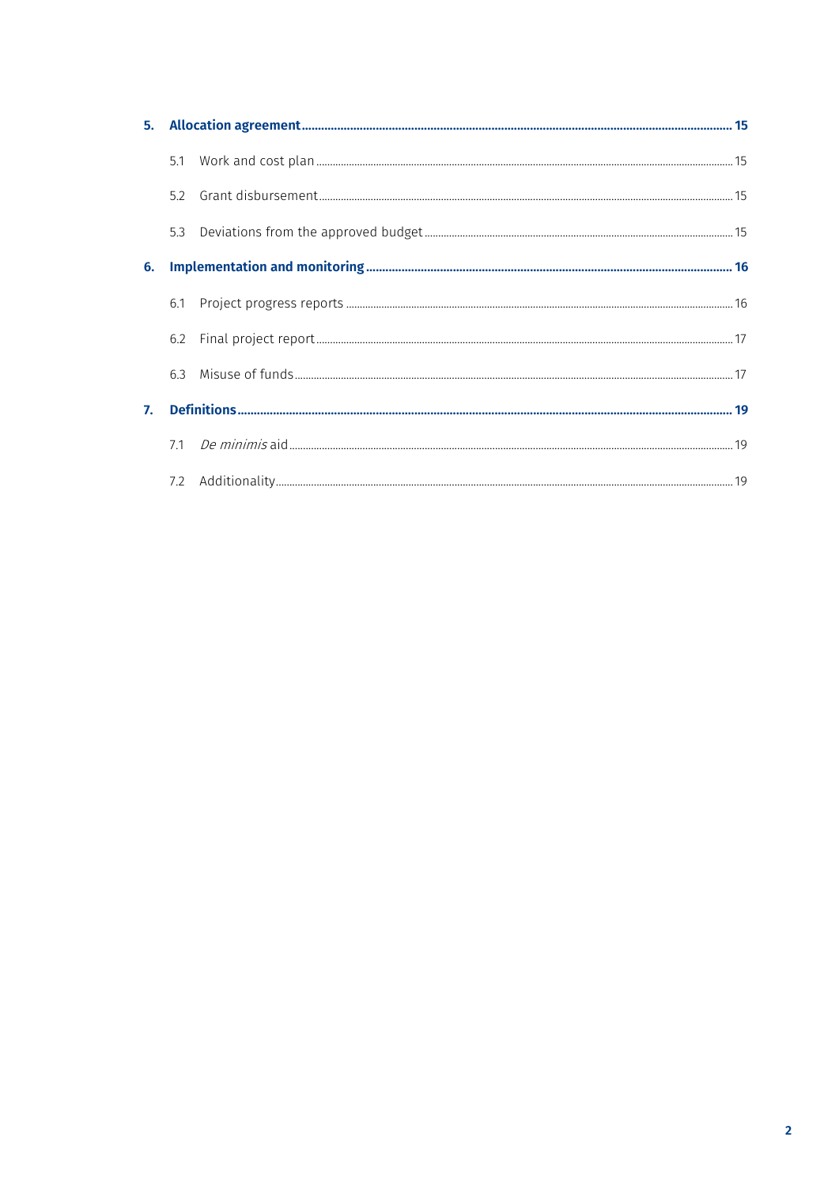**5. Allocation agreement ........ 15**

- 5.1 Work and cost plan ........ 15
- 5.2 Grant disbursement ........ 15
- 5.3 Deviations from the approved budget ........ 15

**6. Implementation and monitoring ........ 16**

- 6.1 Project progress reports ........ 16
- 6.2 Final project report ........ 17
- 6.3 Misuse of funds ........ 17

**7. Definitions ........ 19**

- 7.1 *De minimis* aid ........ 19
- 7.2 Additionality ........ 19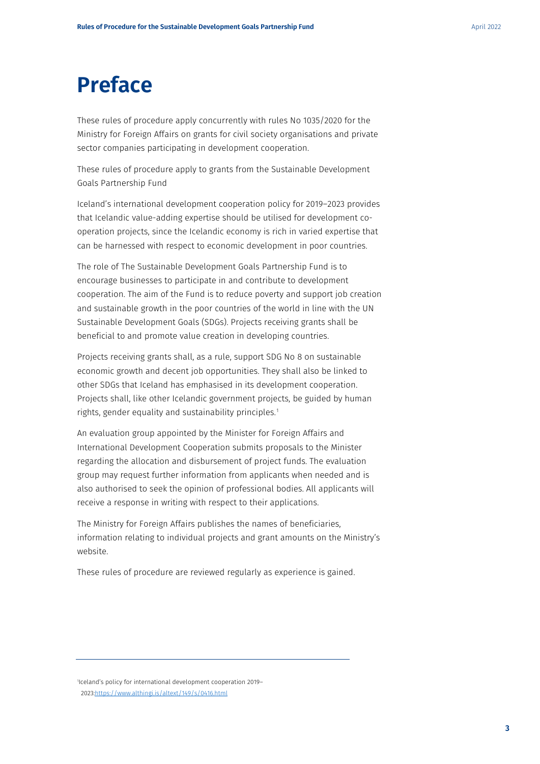# Preface

These rules of procedure apply concurrently with rules No 1035/2020 for the Ministry for Foreign Affairs on grants for civil society organisations and private sector companies participating in development cooperation.

These rules of procedure apply to grants from the Sustainable Development Goals Partnership Fund

Iceland's international development cooperation policy for 2019–2023 provides that Icelandic value-adding expertise should be utilised for development co-operation projects, since the Icelandic economy is rich in varied expertise that can be harnessed with respect to economic development in poor countries.

The role of The Sustainable Development Goals Partnership Fund is to encourage businesses to participate in and contribute to development cooperation. The aim of the Fund is to reduce poverty and support job creation and sustainable growth in the poor countries of the world in line with the UN Sustainable Development Goals (SDGs). Projects receiving grants shall be beneficial to and promote value creation in developing countries.

Projects receiving grants shall, as a rule, support SDG No 8 on sustainable economic growth and decent job opportunities. They shall also be linked to other SDGs that Iceland has emphasised in its development cooperation. Projects shall, like other Icelandic government projects, be guided by human rights, gender equality and sustainability principles.[1]

An evaluation group appointed by the Minister for Foreign Affairs and International Development Cooperation submits proposals to the Minister regarding the allocation and disbursement of project funds. The evaluation group may request further information from applicants when needed and is also authorised to seek the opinion of professional bodies. All applicants will receive a response in writing with respect to their applications.

The Ministry for Foreign Affairs publishes the names of beneficiaries, information relating to individual projects and grant amounts on the Ministry's website.

These rules of procedure are reviewed regularly as experience is gained.

---

[1] Iceland's policy for international development cooperation 2019–2023: https://www.althingi.is/altext/149/s/0416.html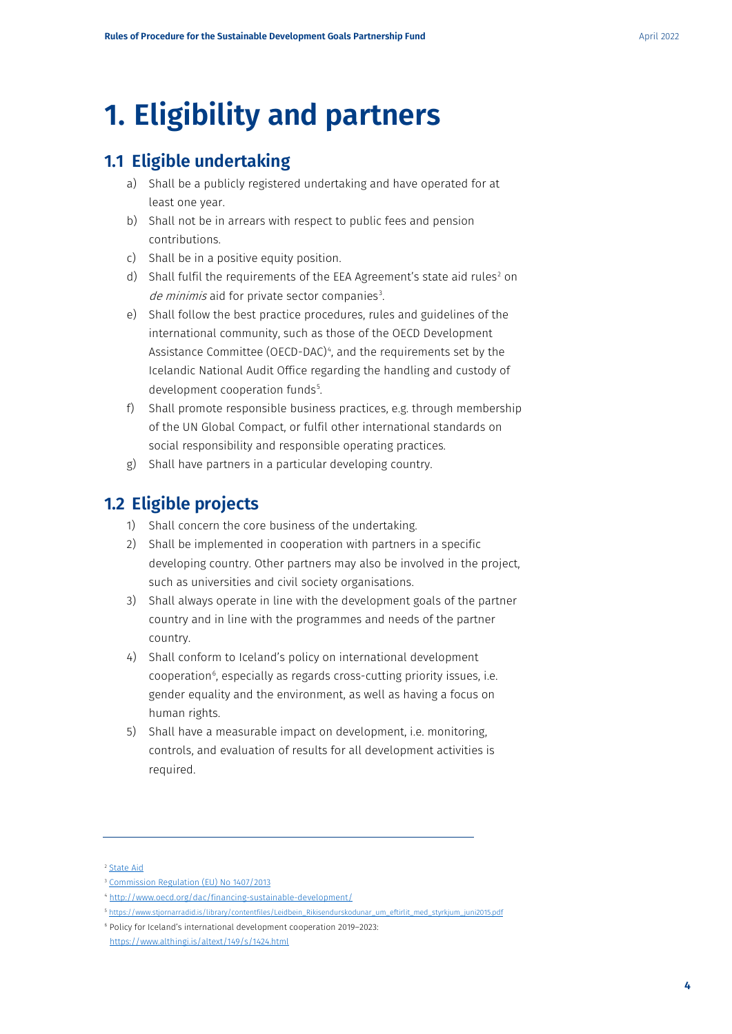# 1. Eligibility and partners

## 1.1 Eligible undertaking

a) Shall be a publicly registered undertaking and have operated for at least one year.

b) Shall not be in arrears with respect to public fees and pension contributions.

c) Shall be in a positive equity position.

d) Shall fulfil the requirements of the EEA Agreement's state aid rules[2] on *de minimis* aid for private sector companies[3].

e) Shall follow the best practice procedures, rules and guidelines of the international community, such as those of the OECD Development Assistance Committee (OECD-DAC)[4], and the requirements set by the Icelandic National Audit Office regarding the handling and custody of development cooperation funds[5].

f) Shall promote responsible business practices, e.g. through membership of the UN Global Compact, or fulfil other international standards on social responsibility and responsible operating practices.

g) Shall have partners in a particular developing country.

## 1.2 Eligible projects

1) Shall concern the core business of the undertaking.

2) Shall be implemented in cooperation with partners in a specific developing country. Other partners may also be involved in the project, such as universities and civil society organisations.

3) Shall always operate in line with the development goals of the partner country and in line with the programmes and needs of the partner country.

4) Shall conform to Iceland's policy on international development cooperation[6], especially as regards cross-cutting priority issues, i.e. gender equality and the environment, as well as having a focus on human rights.

5) Shall have a measurable impact on development, i.e. monitoring, controls, and evaluation of results for all development activities is required.

---

[2] State Aid

[3] Commission Regulation (EU) No 1407/2013

[4] http://www.oecd.org/dac/financing-sustainable-development/

[5] https://www.stjornarradid.is/library/contentfiles/Leidbein_Rikisendurskodunar_um_eftirlit_med_styrkjum_juni2015.pdf

[6] Policy for Iceland's international development cooperation 2019–2023: https://www.althingi.is/altext/149/s/1424.html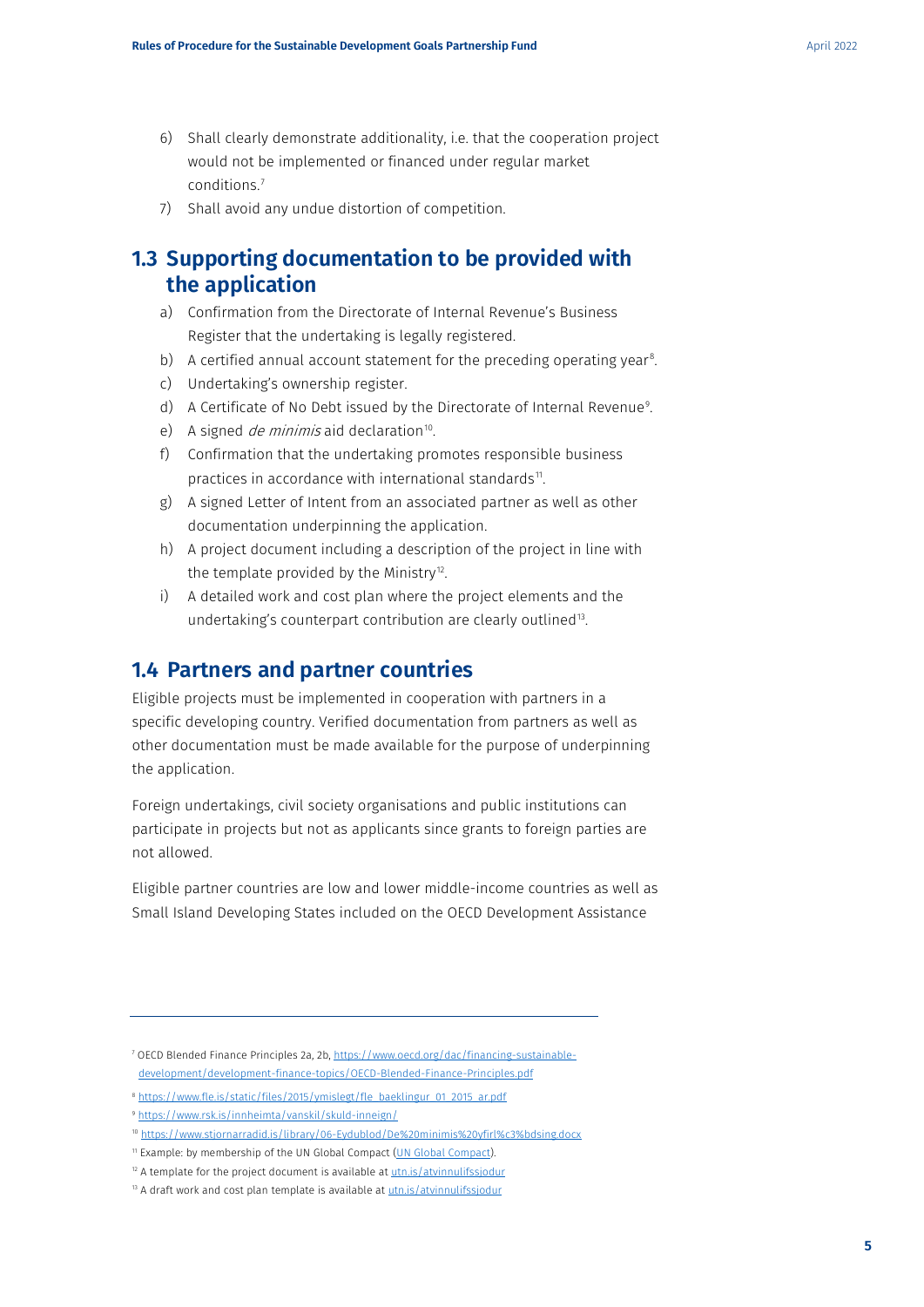6) Shall clearly demonstrate additionality, i.e. that the cooperation project would not be implemented or financed under regular market conditions.[7]
7) Shall avoid any undue distortion of competition.

## 1.3 Supporting documentation to be provided with the application

a) Confirmation from the Directorate of Internal Revenue's Business Register that the undertaking is legally registered.
b) A certified annual account statement for the preceding operating year[8].
c) Undertaking's ownership register.
d) A Certificate of No Debt issued by the Directorate of Internal Revenue[9].
e) A signed *de minimis* aid declaration[10].
f) Confirmation that the undertaking promotes responsible business practices in accordance with international standards[11].
g) A signed Letter of Intent from an associated partner as well as other documentation underpinning the application.
h) A project document including a description of the project in line with the template provided by the Ministry[12].
i) A detailed work and cost plan where the project elements and the undertaking's counterpart contribution are clearly outlined[13].

## 1.4 Partners and partner countries

Eligible projects must be implemented in cooperation with partners in a specific developing country. Verified documentation from partners as well as other documentation must be made available for the purpose of underpinning the application.

Foreign undertakings, civil society organisations and public institutions can participate in projects but not as applicants since grants to foreign parties are not allowed.

Eligible partner countries are low and lower middle-income countries as well as Small Island Developing States included on the OECD Development Assistance

---

[7] OECD Blended Finance Principles 2a, 2b, https://www.oecd.org/dac/financing-sustainable-development/development-finance-topics/OECD-Blended-Finance-Principles.pdf

[8] https://www.fle.is/static/files/2015/ymislegt/fle_baeklingur_01_2015_ar.pdf

[9] https://www.rsk.is/innheimta/vanskil/skuld-inneign/

[10] https://www.stjornarradid.is/library/06-Eydublod/De%20minimis%20yfirl%c3%bdsing.docx

[11] Example: by membership of the UN Global Compact (UN Global Compact).

[12] A template for the project document is available at utn.is/atvinnulifssjodur

[13] A draft work and cost plan template is available at utn.is/atvinnulifssjodur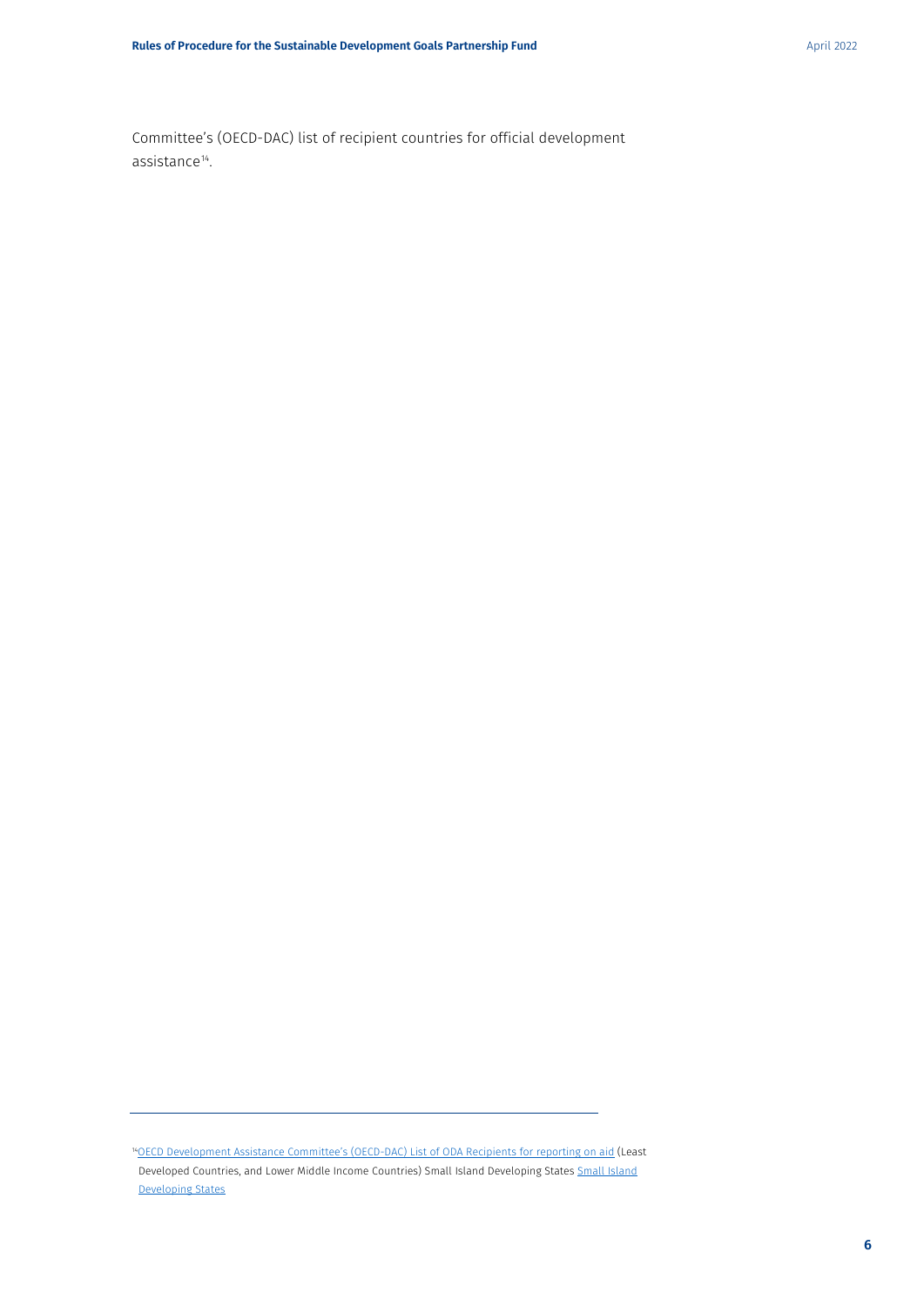Committee's (OECD-DAC) list of recipient countries for official development assistance[14].

---

[14] OECD Development Assistance Committee's (OECD-DAC) List of ODA Recipients for reporting on aid (Least Developed Countries, and Lower Middle Income Countries) Small Island Developing States Small Island Developing States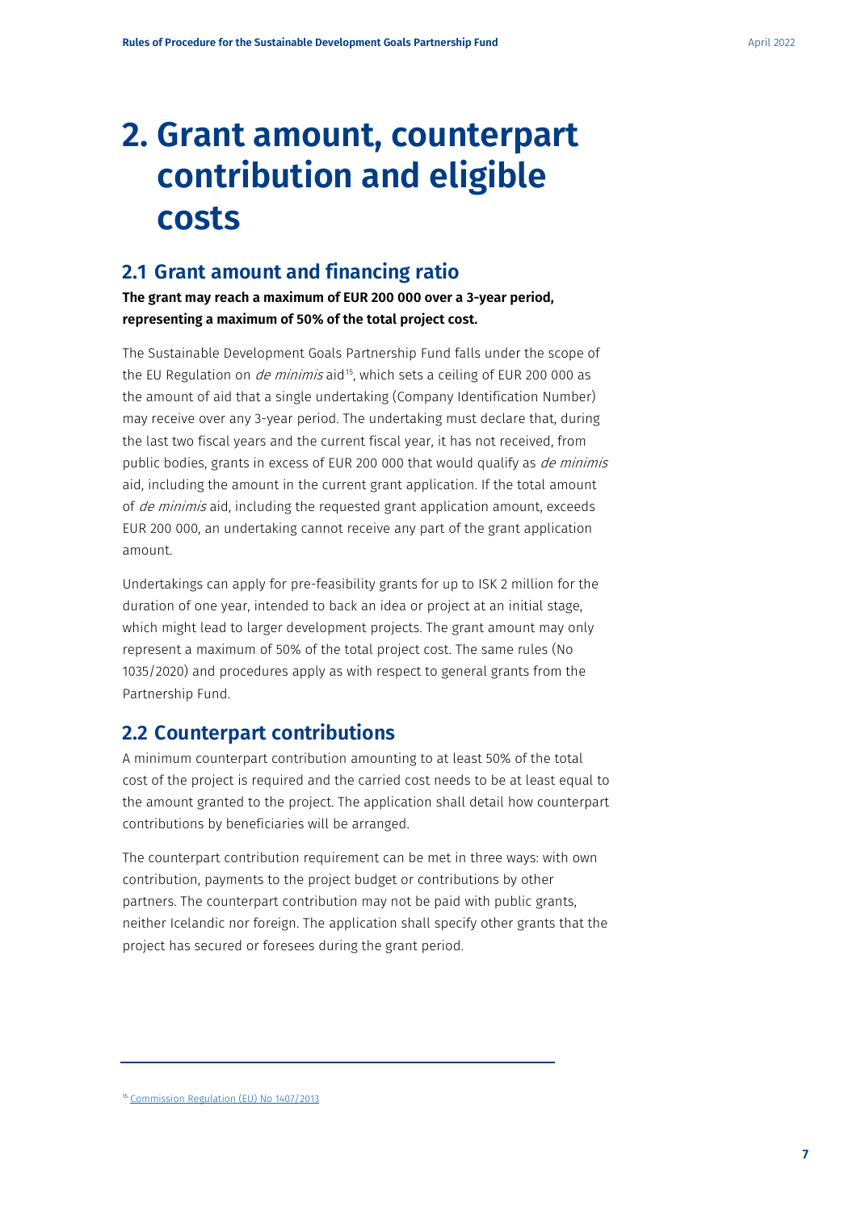# 2. Grant amount, counterpart contribution and eligible costs

## 2.1 Grant amount and financing ratio

**The grant may reach a maximum of EUR 200 000 over a 3-year period, representing a maximum of 50% of the total project cost.**

The Sustainable Development Goals Partnership Fund falls under the scope of the EU Regulation on *de minimis* aid[15], which sets a ceiling of EUR 200 000 as the amount of aid that a single undertaking (Company Identification Number) may receive over any 3-year period. The undertaking must declare that, during the last two fiscal years and the current fiscal year, it has not received, from public bodies, grants in excess of EUR 200 000 that would qualify as *de minimis* aid, including the amount in the current grant application. If the total amount of *de minimis* aid, including the requested grant application amount, exceeds EUR 200 000, an undertaking cannot receive any part of the grant application amount.

Undertakings can apply for pre-feasibility grants for up to ISK 2 million for the duration of one year, intended to back an idea or project at an initial stage, which might lead to larger development projects. The grant amount may only represent a maximum of 50% of the total project cost. The same rules (No 1035/2020) and procedures apply as with respect to general grants from the Partnership Fund.

## 2.2 Counterpart contributions

A minimum counterpart contribution amounting to at least 50% of the total cost of the project is required and the carried cost needs to be at least equal to the amount granted to the project. The application shall detail how counterpart contributions by beneficiaries will be arranged.

The counterpart contribution requirement can be met in three ways: with own contribution, payments to the project budget or contributions by other partners. The counterpart contribution may not be paid with public grants, neither Icelandic nor foreign. The application shall specify other grants that the project has secured or foresees during the grant period.

---

[15] Commission Regulation (EU) No 1407/2013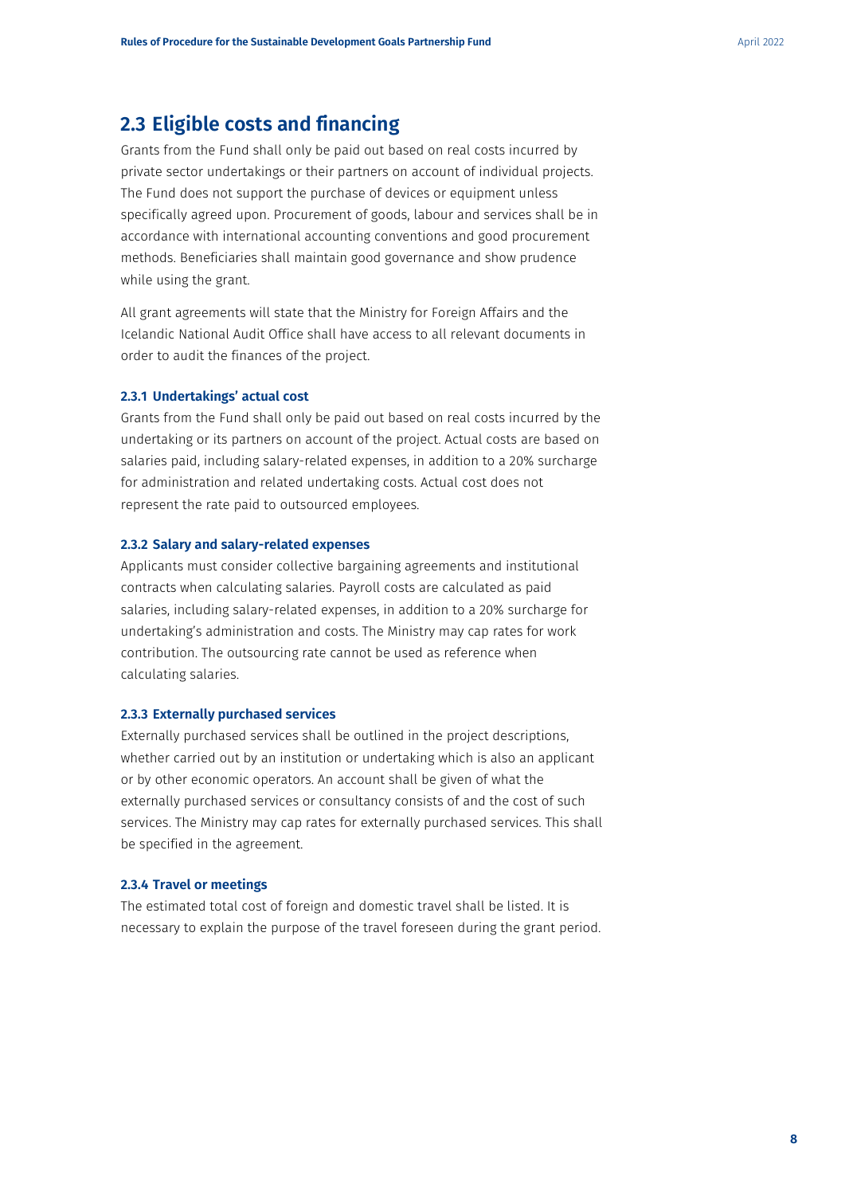## 2.3 Eligible costs and financing

Grants from the Fund shall only be paid out based on real costs incurred by private sector undertakings or their partners on account of individual projects. The Fund does not support the purchase of devices or equipment unless specifically agreed upon. Procurement of goods, labour and services shall be in accordance with international accounting conventions and good procurement methods. Beneficiaries shall maintain good governance and show prudence while using the grant.

All grant agreements will state that the Ministry for Foreign Affairs and the Icelandic National Audit Office shall have access to all relevant documents in order to audit the finances of the project.

#### 2.3.1 Undertakings' actual cost

Grants from the Fund shall only be paid out based on real costs incurred by the undertaking or its partners on account of the project. Actual costs are based on salaries paid, including salary-related expenses, in addition to a 20% surcharge for administration and related undertaking costs. Actual cost does not represent the rate paid to outsourced employees.

#### 2.3.2 Salary and salary-related expenses

Applicants must consider collective bargaining agreements and institutional contracts when calculating salaries. Payroll costs are calculated as paid salaries, including salary-related expenses, in addition to a 20% surcharge for undertaking's administration and costs. The Ministry may cap rates for work contribution. The outsourcing rate cannot be used as reference when calculating salaries.

#### 2.3.3 Externally purchased services

Externally purchased services shall be outlined in the project descriptions, whether carried out by an institution or undertaking which is also an applicant or by other economic operators. An account shall be given of what the externally purchased services or consultancy consists of and the cost of such services. The Ministry may cap rates for externally purchased services. This shall be specified in the agreement.

#### 2.3.4 Travel or meetings

The estimated total cost of foreign and domestic travel shall be listed. It is necessary to explain the purpose of the travel foreseen during the grant period.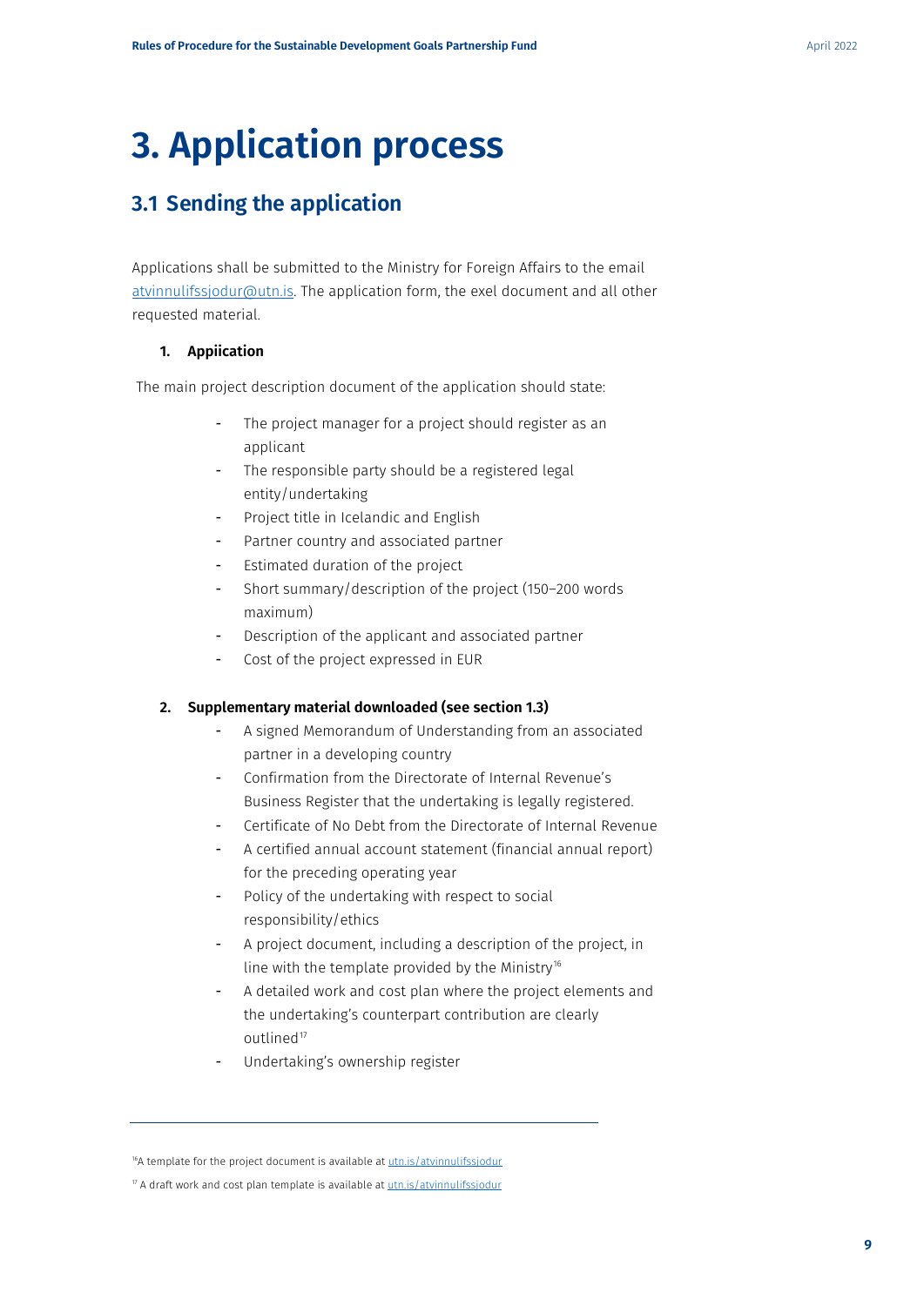# 3. Application process

## 3.1 Sending the application

Applications shall be submitted to the Ministry for Foreign Affairs to the email atvinnulifssjodur@utn.is. The application form, the exel document and all other requested material.

**1. Appiication**

The main project description document of the application should state:

- The project manager for a project should register as an applicant
- The responsible party should be a registered legal entity/undertaking
- Project title in Icelandic and English
- Partner country and associated partner
- Estimated duration of the project
- Short summary/description of the project (150–200 words maximum)
- Description of the applicant and associated partner
- Cost of the project expressed in EUR

**2. Supplementary material downloaded (see section 1.3)**

- A signed Memorandum of Understanding from an associated partner in a developing country
- Confirmation from the Directorate of Internal Revenue's Business Register that the undertaking is legally registered.
- Certificate of No Debt from the Directorate of Internal Revenue
- A certified annual account statement (financial annual report) for the preceding operating year
- Policy of the undertaking with respect to social responsibility/ethics
- A project document, including a description of the project, in line with the template provided by the Ministry[16]
- A detailed work and cost plan where the project elements and the undertaking's counterpart contribution are clearly outlined[17]
- Undertaking's ownership register

---

[16] A template for the project document is available at utn.is/atvinnulifssjodur

[17] A draft work and cost plan template is available at utn.is/atvinnulifssjodur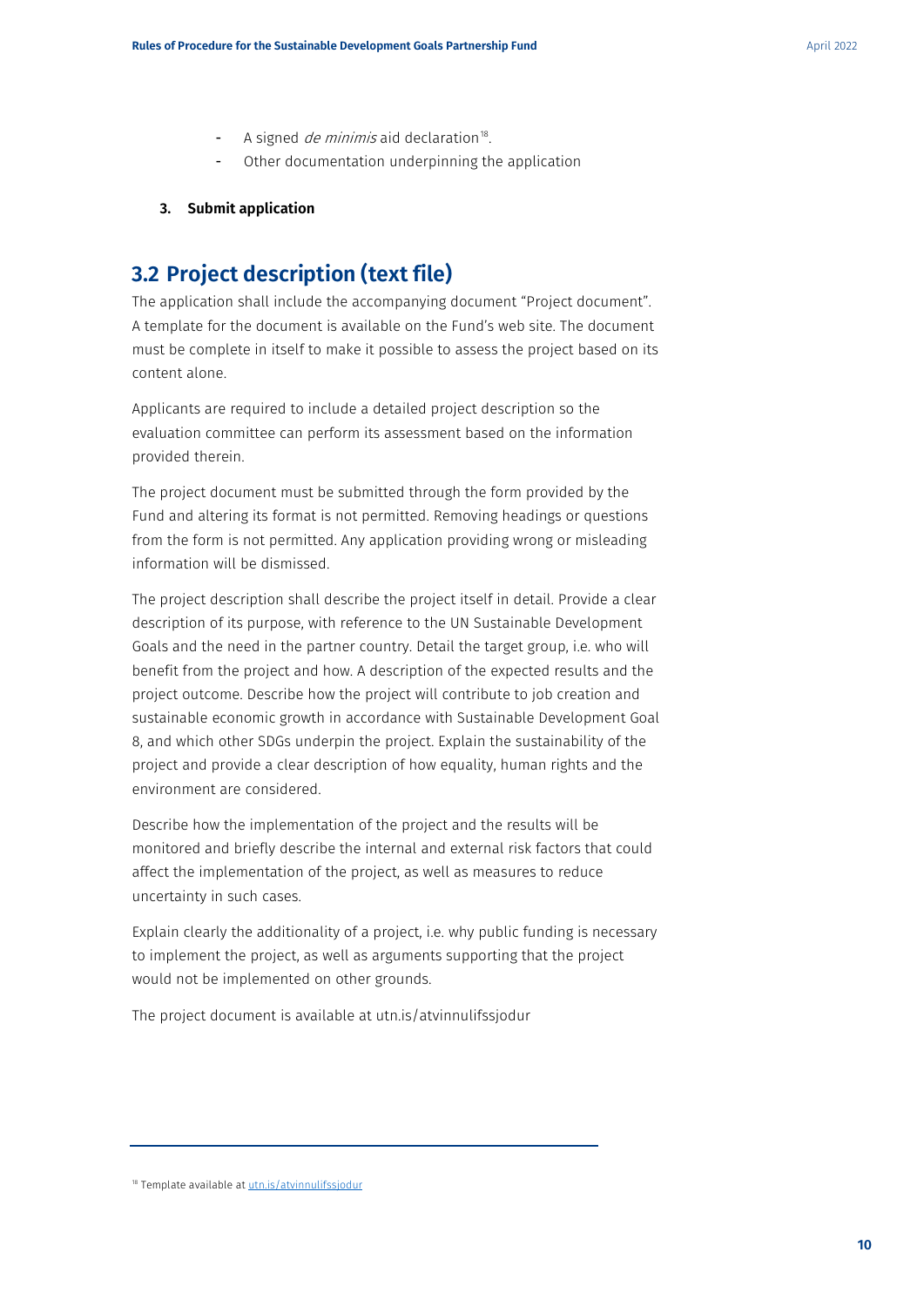- A signed *de minimis* aid declaration[18].
- Other documentation underpinning the application

3. **Submit application**

## 3.2 Project description (text file)

The application shall include the accompanying document "Project document". A template for the document is available on the Fund's web site. The document must be complete in itself to make it possible to assess the project based on its content alone.

Applicants are required to include a detailed project description so the evaluation committee can perform its assessment based on the information provided therein.

The project document must be submitted through the form provided by the Fund and altering its format is not permitted. Removing headings or questions from the form is not permitted. Any application providing wrong or misleading information will be dismissed.

The project description shall describe the project itself in detail. Provide a clear description of its purpose, with reference to the UN Sustainable Development Goals and the need in the partner country. Detail the target group, i.e. who will benefit from the project and how. A description of the expected results and the project outcome. Describe how the project will contribute to job creation and sustainable economic growth in accordance with Sustainable Development Goal 8, and which other SDGs underpin the project. Explain the sustainability of the project and provide a clear description of how equality, human rights and the environment are considered.

Describe how the implementation of the project and the results will be monitored and briefly describe the internal and external risk factors that could affect the implementation of the project, as well as measures to reduce uncertainty in such cases.

Explain clearly the additionality of a project, i.e. why public funding is necessary to implement the project, as well as arguments supporting that the project would not be implemented on other grounds.

The project document is available at utn.is/atvinnulifssjodur

---

[18] Template available at utn.is/atvinnulifssjodur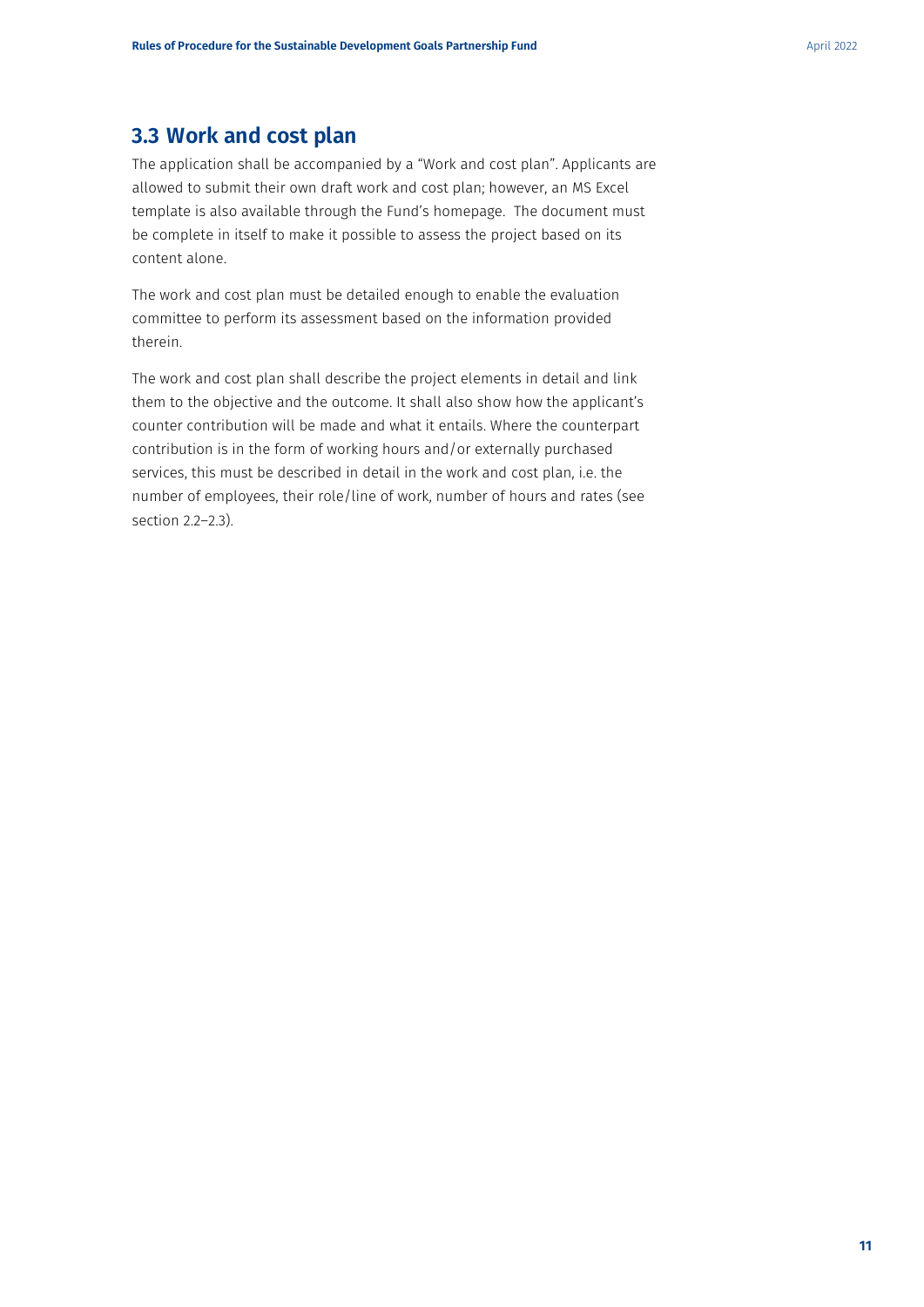## 3.3 Work and cost plan

The application shall be accompanied by a "Work and cost plan". Applicants are allowed to submit their own draft work and cost plan; however, an MS Excel template is also available through the Fund's homepage. The document must be complete in itself to make it possible to assess the project based on its content alone.

The work and cost plan must be detailed enough to enable the evaluation committee to perform its assessment based on the information provided therein.

The work and cost plan shall describe the project elements in detail and link them to the objective and the outcome. It shall also show how the applicant's counter contribution will be made and what it entails. Where the counterpart contribution is in the form of working hours and/or externally purchased services, this must be described in detail in the work and cost plan, i.e. the number of employees, their role/line of work, number of hours and rates (see section 2.2–2.3).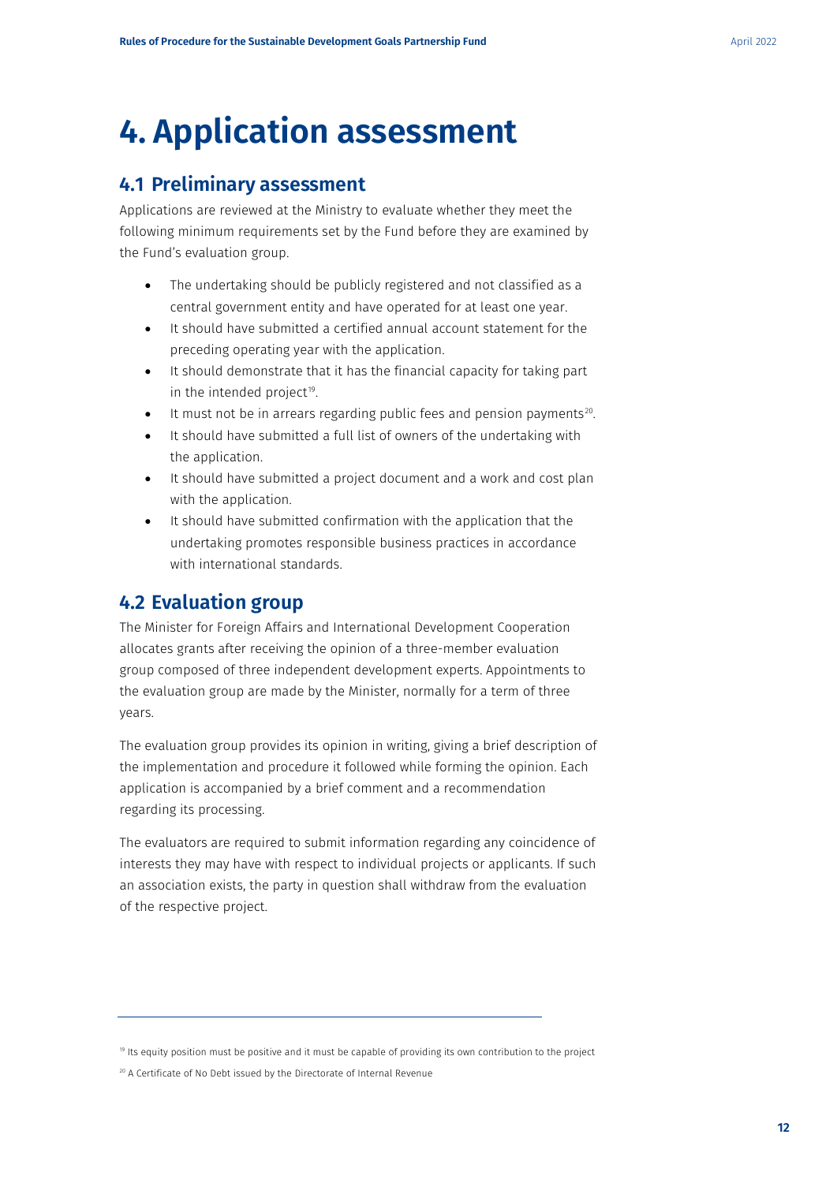# 4. Application assessment

## 4.1 Preliminary assessment

Applications are reviewed at the Ministry to evaluate whether they meet the following minimum requirements set by the Fund before they are examined by the Fund's evaluation group.

- The undertaking should be publicly registered and not classified as a central government entity and have operated for at least one year.
- It should have submitted a certified annual account statement for the preceding operating year with the application.
- It should demonstrate that it has the financial capacity for taking part in the intended project[19].
- It must not be in arrears regarding public fees and pension payments[20].
- It should have submitted a full list of owners of the undertaking with the application.
- It should have submitted a project document and a work and cost plan with the application.
- It should have submitted confirmation with the application that the undertaking promotes responsible business practices in accordance with international standards.

## 4.2 Evaluation group

The Minister for Foreign Affairs and International Development Cooperation allocates grants after receiving the opinion of a three-member evaluation group composed of three independent development experts. Appointments to the evaluation group are made by the Minister, normally for a term of three years.

The evaluation group provides its opinion in writing, giving a brief description of the implementation and procedure it followed while forming the opinion. Each application is accompanied by a brief comment and a recommendation regarding its processing.

The evaluators are required to submit information regarding any coincidence of interests they may have with respect to individual projects or applicants. If such an association exists, the party in question shall withdraw from the evaluation of the respective project.

---

[19] Its equity position must be positive and it must be capable of providing its own contribution to the project

[20] A Certificate of No Debt issued by the Directorate of Internal Revenue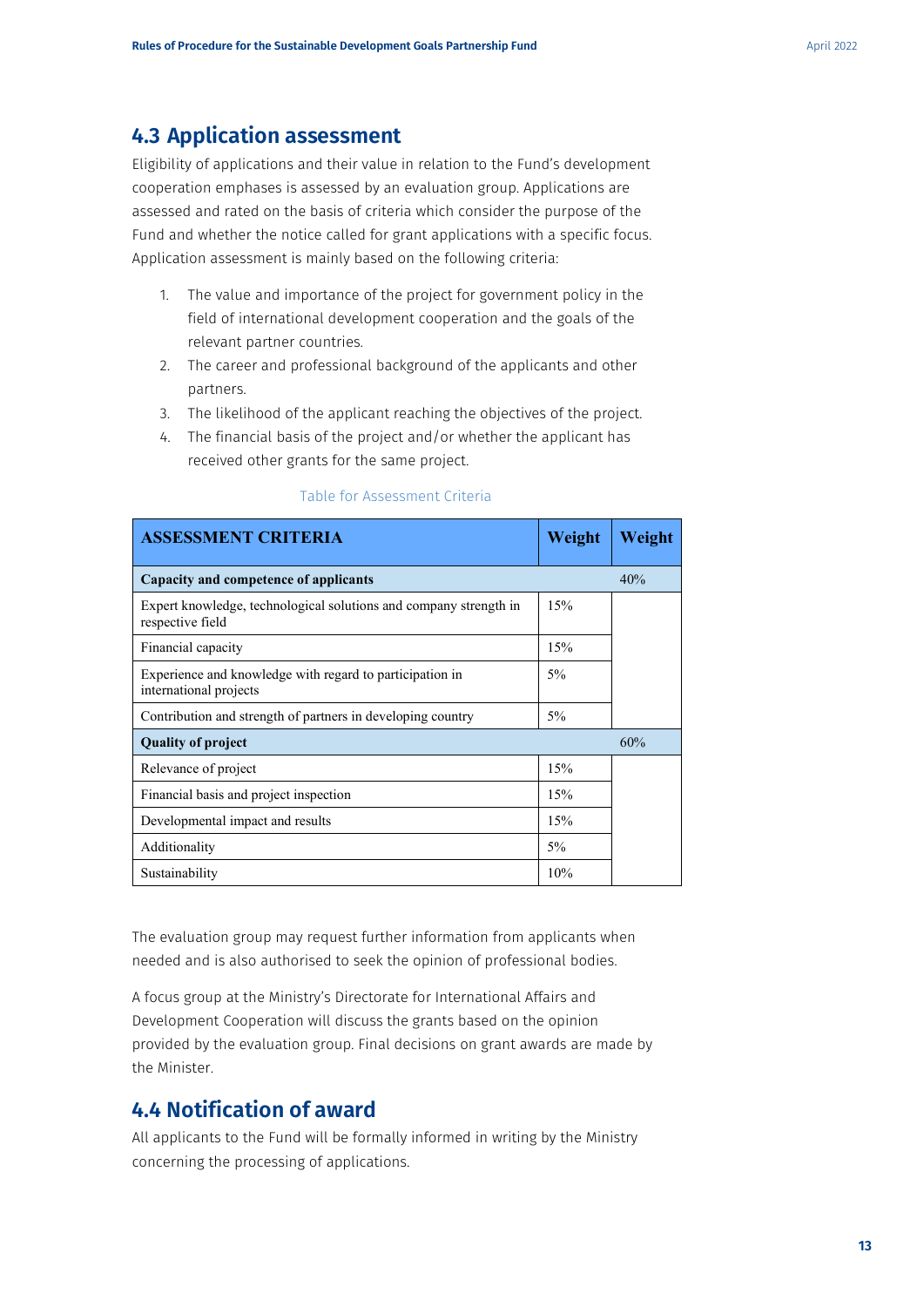## 4.3 Application assessment

Eligibility of applications and their value in relation to the Fund's development cooperation emphases is assessed by an evaluation group. Applications are assessed and rated on the basis of criteria which consider the purpose of the Fund and whether the notice called for grant applications with a specific focus. Application assessment is mainly based on the following criteria:

1. The value and importance of the project for government policy in the field of international development cooperation and the goals of the relevant partner countries.
2. The career and professional background of the applicants and other partners.
3. The likelihood of the applicant reaching the objectives of the project.
4. The financial basis of the project and/or whether the applicant has received other grants for the same project.

Table for Assessment Criteria

| ASSESSMENT CRITERIA | Weight | Weight |
|---|---|---|
| **Capacity and competence of applicants** | | 40% |
| Expert knowledge, technological solutions and company strength in respective field | 15% | |
| Financial capacity | 15% | |
| Experience and knowledge with regard to participation in international projects | 5% | |
| Contribution and strength of partners in developing country | 5% | |
| **Quality of project** | | 60% |
| Relevance of project | 15% | |
| Financial basis and project inspection | 15% | |
| Developmental impact and results | 15% | |
| Additionality | 5% | |
| Sustainability | 10% | |

The evaluation group may request further information from applicants when needed and is also authorised to seek the opinion of professional bodies.

A focus group at the Ministry's Directorate for International Affairs and Development Cooperation will discuss the grants based on the opinion provided by the evaluation group. Final decisions on grant awards are made by the Minister.

## 4.4 Notification of award

All applicants to the Fund will be formally informed in writing by the Ministry concerning the processing of applications.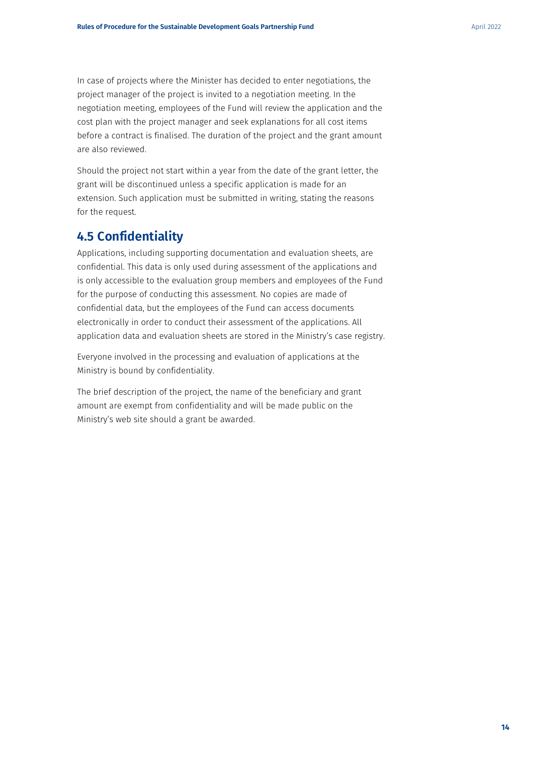In case of projects where the Minister has decided to enter negotiations, the project manager of the project is invited to a negotiation meeting. In the negotiation meeting, employees of the Fund will review the application and the cost plan with the project manager and seek explanations for all cost items before a contract is finalised. The duration of the project and the grant amount are also reviewed.

Should the project not start within a year from the date of the grant letter, the grant will be discontinued unless a specific application is made for an extension. Such application must be submitted in writing, stating the reasons for the request.

## 4.5 Confidentiality

Applications, including supporting documentation and evaluation sheets, are confidential. This data is only used during assessment of the applications and is only accessible to the evaluation group members and employees of the Fund for the purpose of conducting this assessment. No copies are made of confidential data, but the employees of the Fund can access documents electronically in order to conduct their assessment of the applications. All application data and evaluation sheets are stored in the Ministry's case registry.

Everyone involved in the processing and evaluation of applications at the Ministry is bound by confidentiality.

The brief description of the project, the name of the beneficiary and grant amount are exempt from confidentiality and will be made public on the Ministry's web site should a grant be awarded.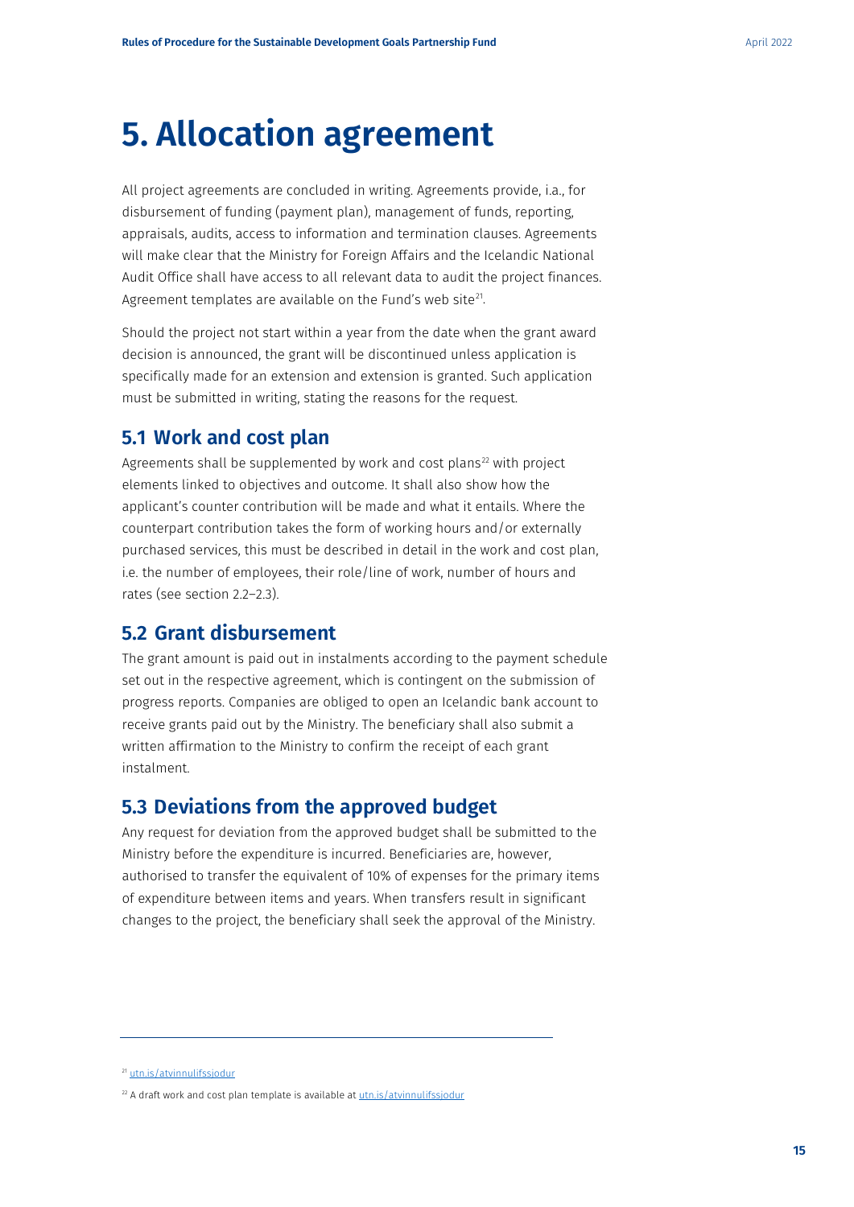# 5. Allocation agreement

All project agreements are concluded in writing. Agreements provide, i.a., for disbursement of funding (payment plan), management of funds, reporting, appraisals, audits, access to information and termination clauses. Agreements will make clear that the Ministry for Foreign Affairs and the Icelandic National Audit Office shall have access to all relevant data to audit the project finances. Agreement templates are available on the Fund's web site[21].

Should the project not start within a year from the date when the grant award decision is announced, the grant will be discontinued unless application is specifically made for an extension and extension is granted. Such application must be submitted in writing, stating the reasons for the request.

## 5.1 Work and cost plan

Agreements shall be supplemented by work and cost plans[22] with project elements linked to objectives and outcome. It shall also show how the applicant's counter contribution will be made and what it entails. Where the counterpart contribution takes the form of working hours and/or externally purchased services, this must be described in detail in the work and cost plan, i.e. the number of employees, their role/line of work, number of hours and rates (see section 2.2–2.3).

## 5.2 Grant disbursement

The grant amount is paid out in instalments according to the payment schedule set out in the respective agreement, which is contingent on the submission of progress reports. Companies are obliged to open an Icelandic bank account to receive grants paid out by the Ministry. The beneficiary shall also submit a written affirmation to the Ministry to confirm the receipt of each grant instalment.

## 5.3 Deviations from the approved budget

Any request for deviation from the approved budget shall be submitted to the Ministry before the expenditure is incurred. Beneficiaries are, however, authorised to transfer the equivalent of 10% of expenses for the primary items of expenditure between items and years. When transfers result in significant changes to the project, the beneficiary shall seek the approval of the Ministry.

---

[21] utn.is/atvinnulifssjodur

[22] A draft work and cost plan template is available at utn.is/atvinnulifssjodur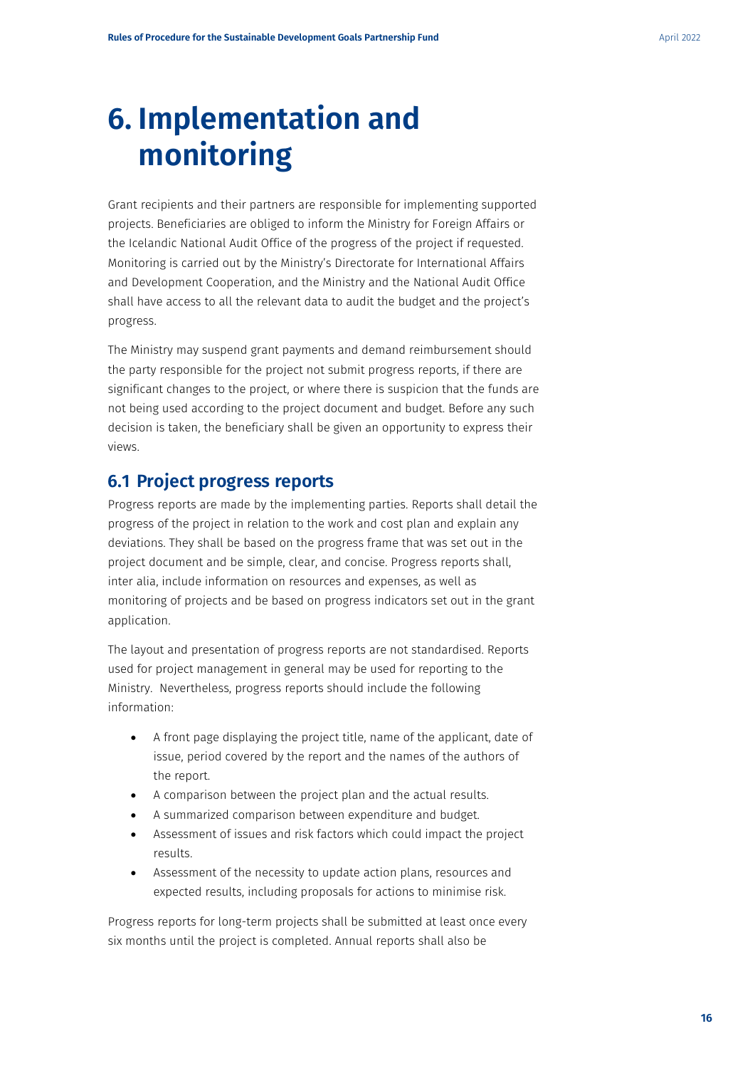# 6. Implementation and monitoring

Grant recipients and their partners are responsible for implementing supported projects. Beneficiaries are obliged to inform the Ministry for Foreign Affairs or the Icelandic National Audit Office of the progress of the project if requested. Monitoring is carried out by the Ministry's Directorate for International Affairs and Development Cooperation, and the Ministry and the National Audit Office shall have access to all the relevant data to audit the budget and the project's progress.

The Ministry may suspend grant payments and demand reimbursement should the party responsible for the project not submit progress reports, if there are significant changes to the project, or where there is suspicion that the funds are not being used according to the project document and budget. Before any such decision is taken, the beneficiary shall be given an opportunity to express their views.

## 6.1 Project progress reports

Progress reports are made by the implementing parties. Reports shall detail the progress of the project in relation to the work and cost plan and explain any deviations. They shall be based on the progress frame that was set out in the project document and be simple, clear, and concise. Progress reports shall, inter alia, include information on resources and expenses, as well as monitoring of projects and be based on progress indicators set out in the grant application.

The layout and presentation of progress reports are not standardised. Reports used for project management in general may be used for reporting to the Ministry. Nevertheless, progress reports should include the following information:

- A front page displaying the project title, name of the applicant, date of issue, period covered by the report and the names of the authors of the report.
- A comparison between the project plan and the actual results.
- A summarized comparison between expenditure and budget.
- Assessment of issues and risk factors which could impact the project results.
- Assessment of the necessity to update action plans, resources and expected results, including proposals for actions to minimise risk.

Progress reports for long-term projects shall be submitted at least once every six months until the project is completed. Annual reports shall also be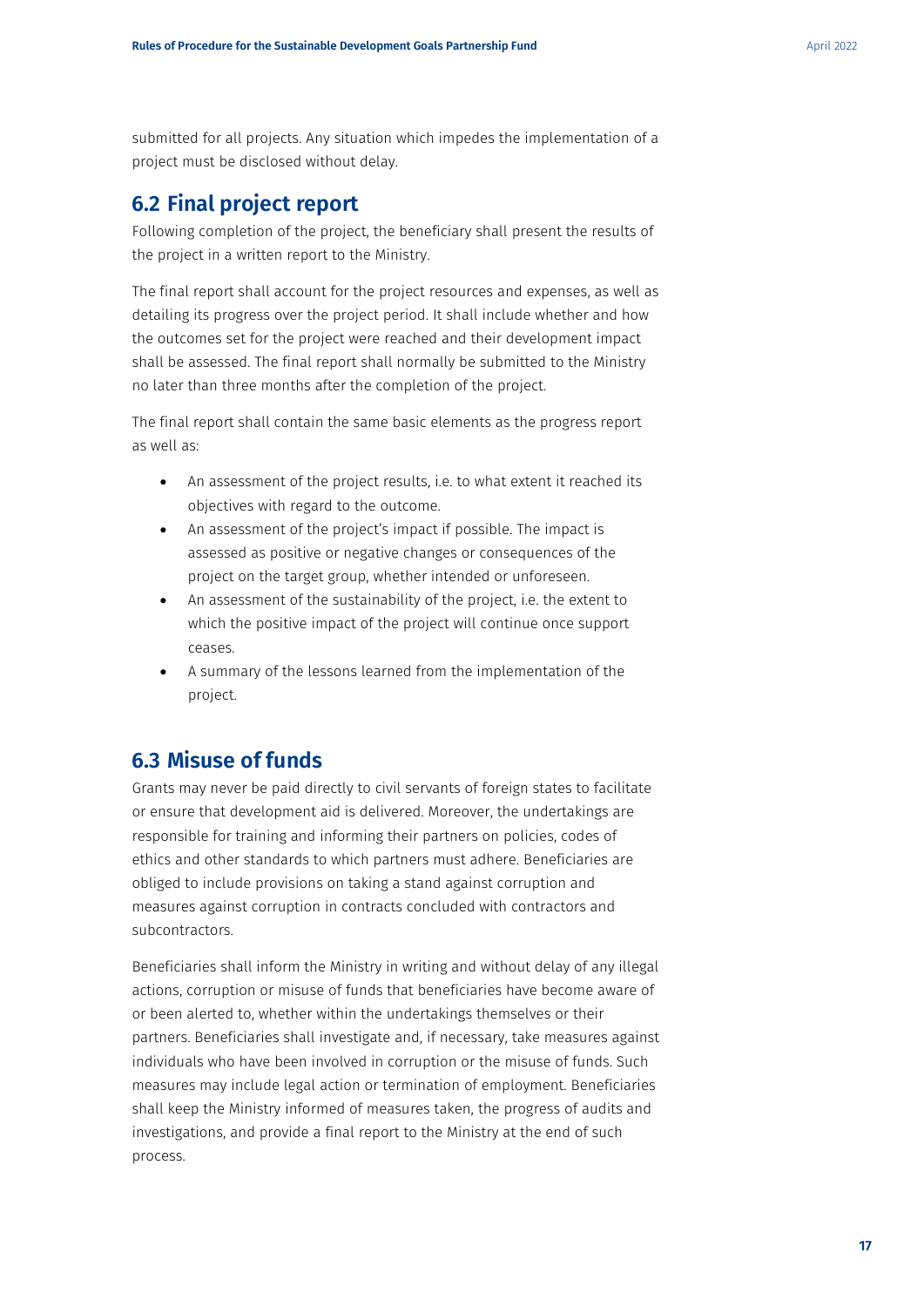submitted for all projects. Any situation which impedes the implementation of a project must be disclosed without delay.

## 6.2 Final project report

Following completion of the project, the beneficiary shall present the results of the project in a written report to the Ministry.

The final report shall account for the project resources and expenses, as well as detailing its progress over the project period. It shall include whether and how the outcomes set for the project were reached and their development impact shall be assessed. The final report shall normally be submitted to the Ministry no later than three months after the completion of the project.

The final report shall contain the same basic elements as the progress report as well as:

- An assessment of the project results, i.e. to what extent it reached its objectives with regard to the outcome.
- An assessment of the project's impact if possible. The impact is assessed as positive or negative changes or consequences of the project on the target group, whether intended or unforeseen.
- An assessment of the sustainability of the project, i.e. the extent to which the positive impact of the project will continue once support ceases.
- A summary of the lessons learned from the implementation of the project.

## 6.3 Misuse of funds

Grants may never be paid directly to civil servants of foreign states to facilitate or ensure that development aid is delivered. Moreover, the undertakings are responsible for training and informing their partners on policies, codes of ethics and other standards to which partners must adhere. Beneficiaries are obliged to include provisions on taking a stand against corruption and measures against corruption in contracts concluded with contractors and subcontractors.

Beneficiaries shall inform the Ministry in writing and without delay of any illegal actions, corruption or misuse of funds that beneficiaries have become aware of or been alerted to, whether within the undertakings themselves or their partners. Beneficiaries shall investigate and, if necessary, take measures against individuals who have been involved in corruption or the misuse of funds. Such measures may include legal action or termination of employment. Beneficiaries shall keep the Ministry informed of measures taken, the progress of audits and investigations, and provide a final report to the Ministry at the end of such process.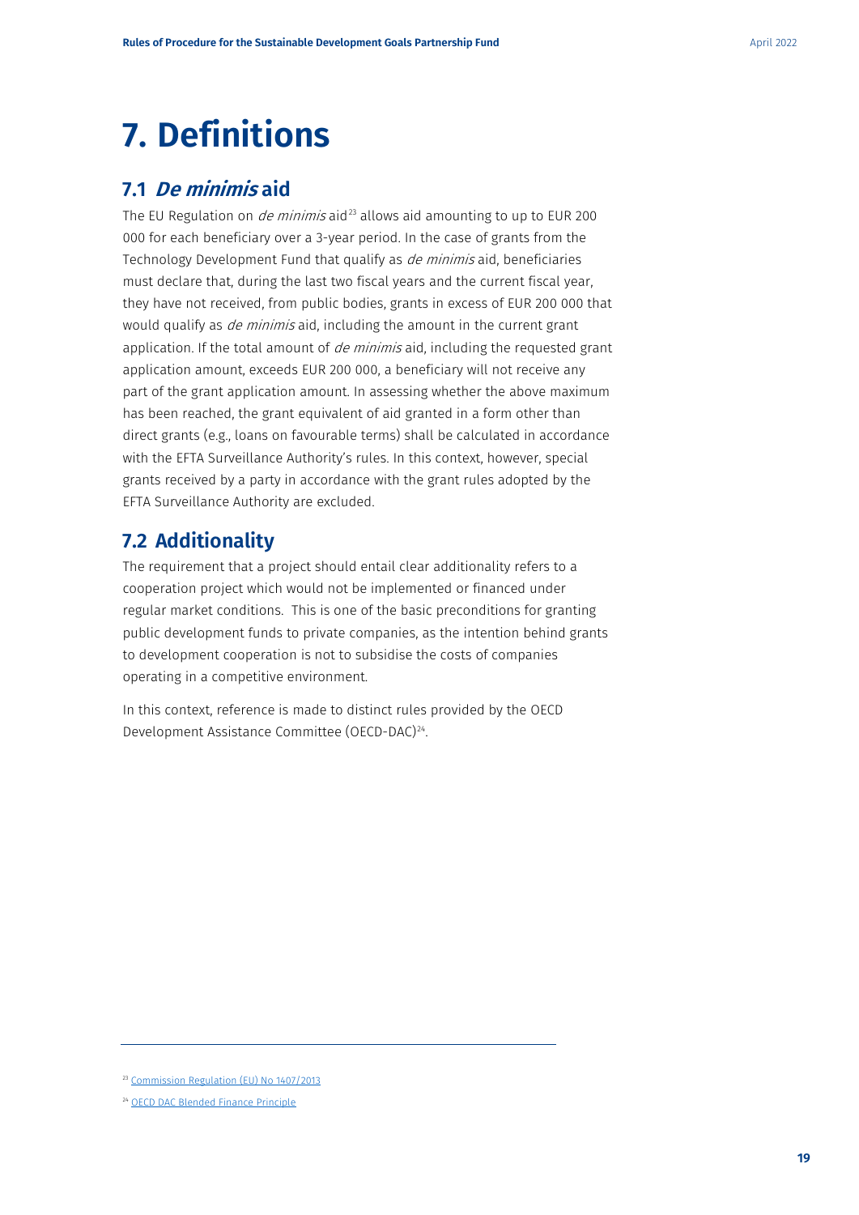# 7. Definitions

## 7.1 *De minimis* aid

The EU Regulation on *de minimis* aid[23] allows aid amounting to up to EUR 200 000 for each beneficiary over a 3-year period. In the case of grants from the Technology Development Fund that qualify as *de minimis* aid, beneficiaries must declare that, during the last two fiscal years and the current fiscal year, they have not received, from public bodies, grants in excess of EUR 200 000 that would qualify as *de minimis* aid, including the amount in the current grant application. If the total amount of *de minimis* aid, including the requested grant application amount, exceeds EUR 200 000, a beneficiary will not receive any part of the grant application amount. In assessing whether the above maximum has been reached, the grant equivalent of aid granted in a form other than direct grants (e.g., loans on favourable terms) shall be calculated in accordance with the EFTA Surveillance Authority's rules. In this context, however, special grants received by a party in accordance with the grant rules adopted by the EFTA Surveillance Authority are excluded.

## 7.2 Additionality

The requirement that a project should entail clear additionality refers to a cooperation project which would not be implemented or financed under regular market conditions. This is one of the basic preconditions for granting public development funds to private companies, as the intention behind grants to development cooperation is not to subsidise the costs of companies operating in a competitive environment.

In this context, reference is made to distinct rules provided by the OECD Development Assistance Committee (OECD-DAC)[24].

---

[23] Commission Regulation (EU) No 1407/2013

[24] OECD DAC Blended Finance Principle